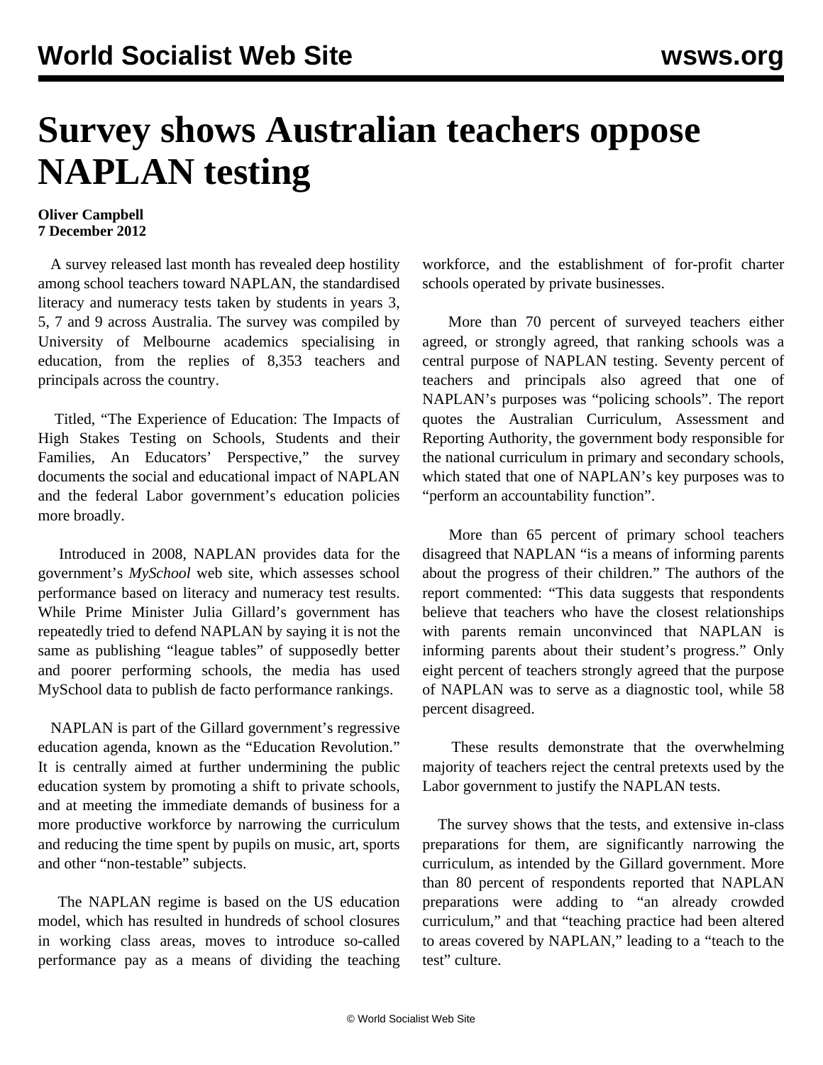# Survey shows Australian teachers oppose NAPLAN testing

**Oliver Campbell**
**7 December 2012**

A survey released last month has revealed deep hostility among school teachers toward NAPLAN, the standardised literacy and numeracy tests taken by students in years 3, 5, 7 and 9 across Australia. The survey was compiled by University of Melbourne academics specialising in education, from the replies of 8,353 teachers and principals across the country.

Titled, "The Experience of Education: The Impacts of High Stakes Testing on Schools, Students and their Families, An Educators' Perspective," the survey documents the social and educational impact of NAPLAN and the federal Labor government's education policies more broadly.

Introduced in 2008, NAPLAN provides data for the government's *MySchool* web site, which assesses school performance based on literacy and numeracy test results. While Prime Minister Julia Gillard's government has repeatedly tried to defend NAPLAN by saying it is not the same as publishing "league tables" of supposedly better and poorer performing schools, the media has used MySchool data to publish de facto performance rankings.

NAPLAN is part of the Gillard government's regressive education agenda, known as the "Education Revolution." It is centrally aimed at further undermining the public education system by promoting a shift to private schools, and at meeting the immediate demands of business for a more productive workforce by narrowing the curriculum and reducing the time spent by pupils on music, art, sports and other "non-testable" subjects.

The NAPLAN regime is based on the US education model, which has resulted in hundreds of school closures in working class areas, moves to introduce so-called performance pay as a means of dividing the teaching workforce, and the establishment of for-profit charter schools operated by private businesses.

More than 70 percent of surveyed teachers either agreed, or strongly agreed, that ranking schools was a central purpose of NAPLAN testing. Seventy percent of teachers and principals also agreed that one of NAPLAN's purposes was "policing schools". The report quotes the Australian Curriculum, Assessment and Reporting Authority, the government body responsible for the national curriculum in primary and secondary schools, which stated that one of NAPLAN's key purposes was to "perform an accountability function".

More than 65 percent of primary school teachers disagreed that NAPLAN "is a means of informing parents about the progress of their children." The authors of the report commented: "This data suggests that respondents believe that teachers who have the closest relationships with parents remain unconvinced that NAPLAN is informing parents about their student's progress." Only eight percent of teachers strongly agreed that the purpose of NAPLAN was to serve as a diagnostic tool, while 58 percent disagreed.

These results demonstrate that the overwhelming majority of teachers reject the central pretexts used by the Labor government to justify the NAPLAN tests.

The survey shows that the tests, and extensive in-class preparations for them, are significantly narrowing the curriculum, as intended by the Gillard government. More than 80 percent of respondents reported that NAPLAN preparations were adding to "an already crowded curriculum," and that "teaching practice had been altered to areas covered by NAPLAN," leading to a "teach to the test" culture.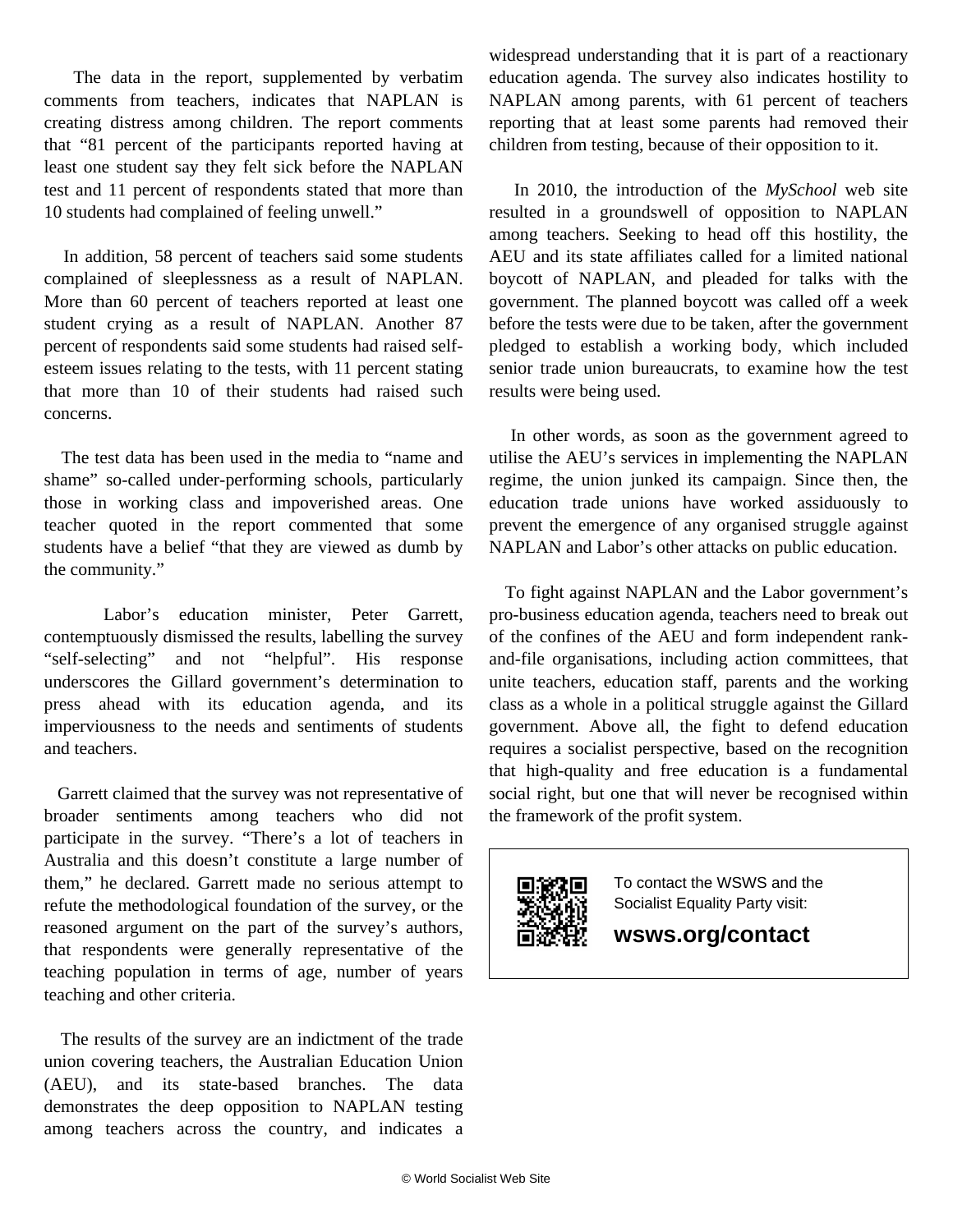The data in the report, supplemented by verbatim comments from teachers, indicates that NAPLAN is creating distress among children. The report comments that “81 percent of the participants reported having at least one student say they felt sick before the NAPLAN test and 11 percent of respondents stated that more than 10 students had complained of feeling unwell.”

In addition, 58 percent of teachers said some students complained of sleeplessness as a result of NAPLAN. More than 60 percent of teachers reported at least one student crying as a result of NAPLAN. Another 87 percent of respondents said some students had raised self-esteem issues relating to the tests, with 11 percent stating that more than 10 of their students had raised such concerns.

The test data has been used in the media to “name and shame” so-called under-performing schools, particularly those in working class and impoverished areas. One teacher quoted in the report commented that some students have a belief “that they are viewed as dumb by the community.”

Labor’s education minister, Peter Garrett, contemptuously dismissed the results, labelling the survey “self-selecting” and not “helpful”. His response underscores the Gillard government’s determination to press ahead with its education agenda, and its imperviousness to the needs and sentiments of students and teachers.

Garrett claimed that the survey was not representative of broader sentiments among teachers who did not participate in the survey. “There’s a lot of teachers in Australia and this doesn’t constitute a large number of them,” he declared. Garrett made no serious attempt to refute the methodological foundation of the survey, or the reasoned argument on the part of the survey’s authors, that respondents were generally representative of the teaching population in terms of age, number of years teaching and other criteria.

The results of the survey are an indictment of the trade union covering teachers, the Australian Education Union (AEU), and its state-based branches. The data demonstrates the deep opposition to NAPLAN testing among teachers across the country, and indicates a widespread understanding that it is part of a reactionary education agenda. The survey also indicates hostility to NAPLAN among parents, with 61 percent of teachers reporting that at least some parents had removed their children from testing, because of their opposition to it.

In 2010, the introduction of the *MySchool* web site resulted in a groundswell of opposition to NAPLAN among teachers. Seeking to head off this hostility, the AEU and its state affiliates called for a limited national boycott of NAPLAN, and pleaded for talks with the government. The planned boycott was called off a week before the tests were due to be taken, after the government pledged to establish a working body, which included senior trade union bureaucrats, to examine how the test results were being used.

In other words, as soon as the government agreed to utilise the AEU’s services in implementing the NAPLAN regime, the union junked its campaign. Since then, the education trade unions have worked assiduously to prevent the emergence of any organised struggle against NAPLAN and Labor’s other attacks on public education.

To fight against NAPLAN and the Labor government’s pro-business education agenda, teachers need to break out of the confines of the AEU and form independent rank-and-file organisations, including action committees, that unite teachers, education staff, parents and the working class as a whole in a political struggle against the Gillard government. Above all, the fight to defend education requires a socialist perspective, based on the recognition that high-quality and free education is a fundamental social right, but one that will never be recognised within the framework of the profit system.

To contact the WSWS and the Socialist Equality Party visit:

**wsws.org/contact**